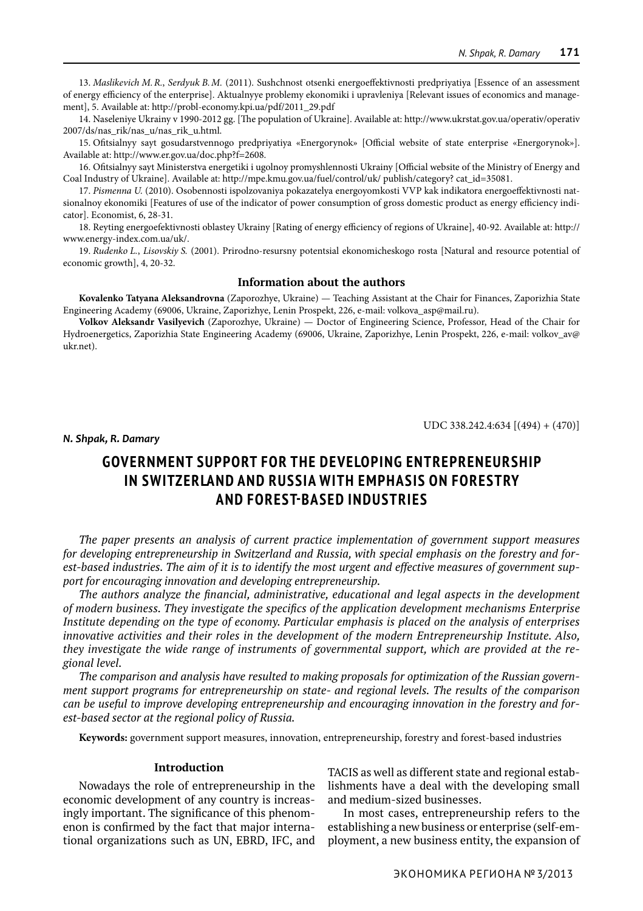13. *Maslikevich M. R.*, *Serdyuk B. M.* (2011). Sushchnost otsenki energoeffektivnosti predpriyatiya [Essence of an assessment of energy efficiency of the enterprise]. Aktualnyye problemy ekonomiki i upravleniya [Relevant issues of economics and management], 5. Available at: http://probl-economy.kpi.ua/pdf/2011_29.pdf

14. Naseleniye Ukrainy v 1990-2012 gg. [The population of Ukraine]. Available at: http://www.ukrstat.gov.ua/operativ/operativ 2007/ds/nas_rik/nas_u/nas_rik_u.html.

15. Ofitsialnyy sayt gosudarstvennogo predpriyatiya «Energorynok» [Official website of state enterprise «Energorynok»]. Available at: http://www.er.gov.ua/doc.php?f=2608.

16. Ofitsialnyy sayt Ministerstva energetiki i ugolnoy promyshlennosti Ukrainy [Official website of the Ministry of Energy and Coal Industry of Ukraine]. Available at: http://mpe.kmu.gov.ua/fuel/control/uk/ publish/category? cat_id=35081.

17. *Pismenna U.* (2010). Osobennosti ispolzovaniya pokazatelya energoyomkosti VVP kak indikatora energoeffektivnosti natsionalnoy ekonomiki [Features of use of the indicator of power consumption of gross domestic product as energy efficiency indicator]. Economist, 6, 28-31.

18. Reyting energoefektivnosti oblastey Ukrainy [Rating of energy efficiency of regions of Ukraine], 40-92. Available at: http://www.energy-index.com.ua/uk/.

19. *Rudenko L.*, *Lisovskiy S.* (2001). Prirodno-resursny potentsial ekonomicheskogo rosta [Natural and resource potential of economic growth], 4, 20-32.

### Information about the authors

**Kovalenko Tatyana Aleksandrovna** (Zaporozhye, Ukraine) — Teaching Assistant at the Chair for Finances, Zaporizhia State Engineering Academy (69006, Ukraine, Zaporizhye, Lenin Prospekt, 226, e-mail: volkova_asp@mail.ru).

**Volkov Aleksandr Vasilyevich** (Zaporozhye, Ukraine) — Doctor of Engineering Science, Professor, Head of the Chair for Hydroenergetics, Zaporizhia State Engineering Academy (69006, Ukraine, Zaporizhye, Lenin Prospekt, 226, e-mail: volkov_av@ukr.net).

UDC 338.242.4:634 [(494) + (470)]

***N. Shpak, R. Damary***

# GOVERNMENT SUPPORT FOR THE DEVELOPING ENTREPRENEURSHIP IN SWITZERLAND AND RUSSIA WITH EMPHASIS ON FORESTRY AND FOREST-BASED INDUSTRIES

*The paper presents an analysis of current practice implementation of government support measures for developing entrepreneurship in Switzerland and Russia, with special emphasis on the forestry and forest-based industries. The aim of it is to identify the most urgent and effective measures of government support for encouraging innovation and developing entrepreneurship.*

*The authors analyze the financial, administrative, educational and legal aspects in the development of modern business. They investigate the specifics of the application development mechanisms Enterprise Institute depending on the type of economy. Particular emphasis is placed on the analysis of enterprises innovative activities and their roles in the development of the modern Entrepreneurship Institute. Also, they investigate the wide range of instruments of governmental support, which are provided at the regional level.*

*The comparison and analysis have resulted to making proposals for optimization of the Russian government support programs for entrepreneurship on state- and regional levels. The results of the comparison can be useful to improve developing entrepreneurship and encouraging innovation in the forestry and forest-based sector at the regional policy of Russia.*

**Keywords:** government support measures, innovation, entrepreneurship, forestry and forest-based industries

## Introduction

Nowadays the role of entrepreneurship in the economic development of any country is increasingly important. The significance of this phenomenon is confirmed by the fact that major international organizations such as UN, EBRD, IFC, and TACIS as well as different state and regional establishments have a deal with the developing small and medium-sized businesses.

In most cases, entrepreneurship refers to the establishing a new business or enterprise (self-employment, a new business entity, the expansion of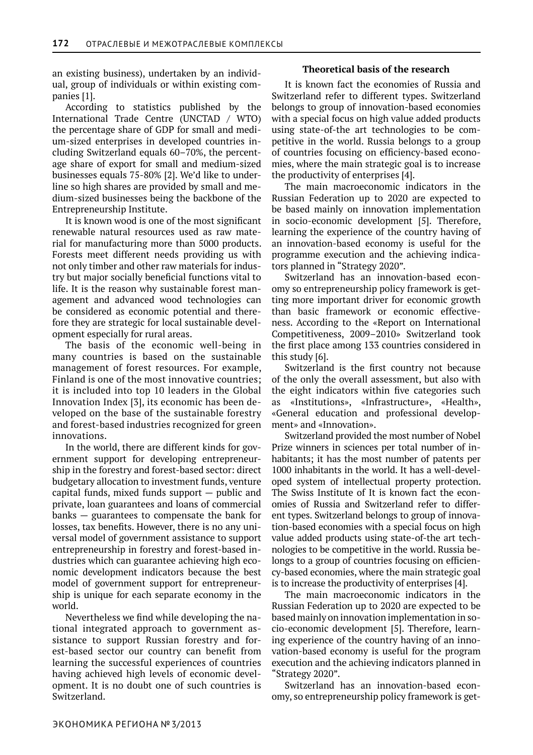an existing business), undertaken by an individual, group of individuals or within existing companies [1].

According to statistics published by the International Trade Centre (UNCTAD / WTO) the percentage share of GDP for small and medium-sized enterprises in developed countries including Switzerland equals 60–70%, the percentage share of export for small and medium-sized businesses equals 75-80% [2]. We'd like to underline so high shares are provided by small and medium-sized businesses being the backbone of the Entrepreneurship Institute.

It is known wood is one of the most significant renewable natural resources used as raw material for manufacturing more than 5000 products. Forests meet different needs providing us with not only timber and other raw materials for industry but major socially beneficial functions vital to life. It is the reason why sustainable forest management and advanced wood technologies can be considered as economic potential and therefore they are strategic for local sustainable development especially for rural areas.

The basis of the economic well-being in many countries is based on the sustainable management of forest resources. For example, Finland is one of the most innovative countries; it is included into top 10 leaders in the Global Innovation Index [3], its economic has been developed on the base of the sustainable forestry and forest-based industries recognized for green innovations.

In the world, there are different kinds for government support for developing entrepreneurship in the forestry and forest-based sector: direct budgetary allocation to investment funds, venture capital funds, mixed funds support — public and private, loan guarantees and loans of commercial banks — guarantees to compensate the bank for losses, tax benefits. However, there is no any universal model of government assistance to support entrepreneurship in forestry and forest-based industries which can guarantee achieving high economic development indicators because the best model of government support for entrepreneurship is unique for each separate economy in the world.

Nevertheless we find while developing the national integrated approach to government assistance to support Russian forestry and forest-based sector our country can benefit from learning the successful experiences of countries having achieved high levels of economic development. It is no doubt one of such countries is Switzerland.

**Theoretical basis of the research**

It is known fact the economies of Russia and Switzerland refer to different types. Switzerland belongs to group of innovation-based economies with a special focus on high value added products using state-of-the art technologies to be competitive in the world. Russia belongs to a group of countries focusing on efficiency-based economies, where the main strategic goal is to increase the productivity of enterprises [4].

The main macroeconomic indicators in the Russian Federation up to 2020 are expected to be based mainly on innovation implementation in socio-economic development [5]. Therefore, learning the experience of the country having of an innovation-based economy is useful for the programme execution and the achieving indicators planned in "Strategy 2020".

Switzerland has an innovation-based economy so entrepreneurship policy framework is getting more important driver for economic growth than basic framework or economic effectiveness. According to the «Report on International Competitiveness, 2009–2010» Switzerland took the first place among 133 countries considered in this study [6].

Switzerland is the first country not because of the only the overall assessment, but also with the eight indicators within five categories such as «Institutions», «Infrastructure», «Health», «General education and professional development» and «Innovation».

Switzerland provided the most number of Nobel Prize winners in sciences per total number of inhabitants; it has the most number of patents per 1000 inhabitants in the world. It has a well-developed system of intellectual property protection. The Swiss Institute of It is known fact the economies of Russia and Switzerland refer to different types. Switzerland belongs to group of innovation-based economies with a special focus on high value added products using state-of-the art technologies to be competitive in the world. Russia belongs to a group of countries focusing on efficiency-based economies, where the main strategic goal is to increase the productivity of enterprises [4].

The main macroeconomic indicators in the Russian Federation up to 2020 are expected to be based mainly on innovation implementation in socio-economic development [5]. Therefore, learning experience of the country having of an innovation-based economy is useful for the program execution and the achieving indicators planned in "Strategy 2020".

Switzerland has an innovation-based economy, so entrepreneurship policy framework is get-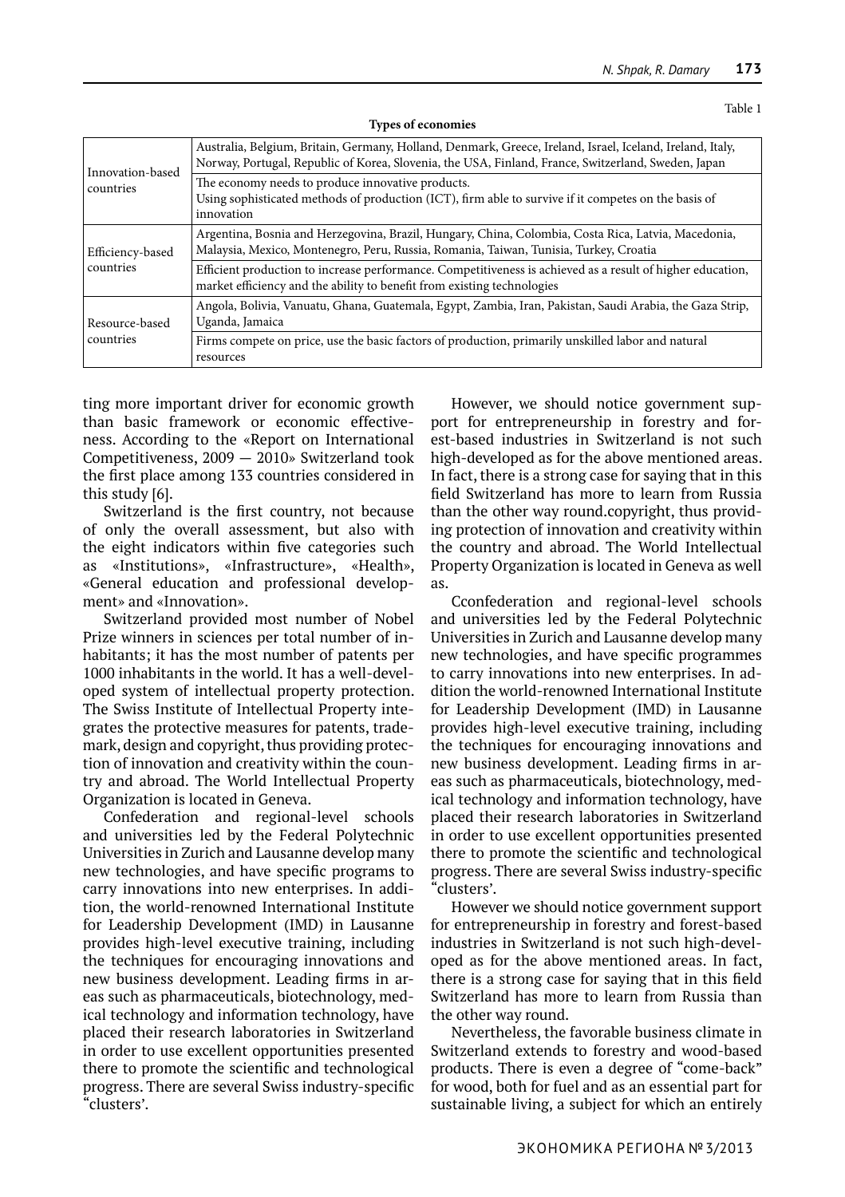Table 1

**Types of economies**

| | |
|---|---|
| Innovation-based countries | Australia, Belgium, Britain, Germany, Holland, Denmark, Greece, Ireland, Israel, Iceland, Ireland, Italy, Norway, Portugal, Republic of Korea, Slovenia, the USA, Finland, France, Switzerland, Sweden, Japan |
| | The economy needs to produce innovative products. Using sophisticated methods of production (ICT), firm able to survive if it competes on the basis of innovation |
| Efficiency-based countries | Argentina, Bosnia and Herzegovina, Brazil, Hungary, China, Colombia, Costa Rica, Latvia, Macedonia, Malaysia, Mexico, Montenegro, Peru, Russia, Romania, Taiwan, Tunisia, Turkey, Croatia |
| | Efficient production to increase performance. Competitiveness is achieved as a result of higher education, market efficiency and the ability to benefit from existing technologies |
| Resource-based countries | Angola, Bolivia, Vanuatu, Ghana, Guatemala, Egypt, Zambia, Iran, Pakistan, Saudi Arabia, the Gaza Strip, Uganda, Jamaica |
| | Firms compete on price, use the basic factors of production, primarily unskilled labor and natural resources |

ting more important driver for economic growth than basic framework or economic effectiveness. According to the «Report on International Competitiveness, 2009 — 2010» Switzerland took the first place among 133 countries considered in this study [6].

Switzerland is the first country, not because of only the overall assessment, but also with the eight indicators within five categories such as «Institutions», «Infrastructure», «Health», «General education and professional development» and «Innovation».

Switzerland provided most number of Nobel Prize winners in sciences per total number of inhabitants; it has the most number of patents per 1000 inhabitants in the world. It has a well-developed system of intellectual property protection. The Swiss Institute of Intellectual Property integrates the protective measures for patents, trademark, design and copyright, thus providing protection of innovation and creativity within the country and abroad. The World Intellectual Property Organization is located in Geneva.

Confederation and regional-level schools and universities led by the Federal Polytechnic Universities in Zurich and Lausanne develop many new technologies, and have specific programs to carry innovations into new enterprises. In addition, the world-renowned International Institute for Leadership Development (IMD) in Lausanne provides high-level executive training, including the techniques for encouraging innovations and new business development. Leading firms in areas such as pharmaceuticals, biotechnology, medical technology and information technology, have placed their research laboratories in Switzerland in order to use excellent opportunities presented there to promote the scientific and technological progress. There are several Swiss industry-specific "clusters'.

However, we should notice government support for entrepreneurship in forestry and forest-based industries in Switzerland is not such high-developed as for the above mentioned areas. In fact, there is a strong case for saying that in this field Switzerland has more to learn from Russia than the other way round.copyright, thus providing protection of innovation and creativity within the country and abroad. The World Intellectual Property Organization is located in Geneva as well as.

Cconfederation and regional-level schools and universities led by the Federal Polytechnic Universities in Zurich and Lausanne develop many new technologies, and have specific programmes to carry innovations into new enterprises. In addition the world-renowned International Institute for Leadership Development (IMD) in Lausanne provides high-level executive training, including the techniques for encouraging innovations and new business development. Leading firms in areas such as pharmaceuticals, biotechnology, medical technology and information technology, have placed their research laboratories in Switzerland in order to use excellent opportunities presented there to promote the scientific and technological progress. There are several Swiss industry-specific "clusters'.

However we should notice government support for entrepreneurship in forestry and forest-based industries in Switzerland is not such high-developed as for the above mentioned areas. In fact, there is a strong case for saying that in this field Switzerland has more to learn from Russia than the other way round.

Nevertheless, the favorable business climate in Switzerland extends to forestry and wood-based products. There is even a degree of "come-back" for wood, both for fuel and as an essential part for sustainable living, a subject for which an entirely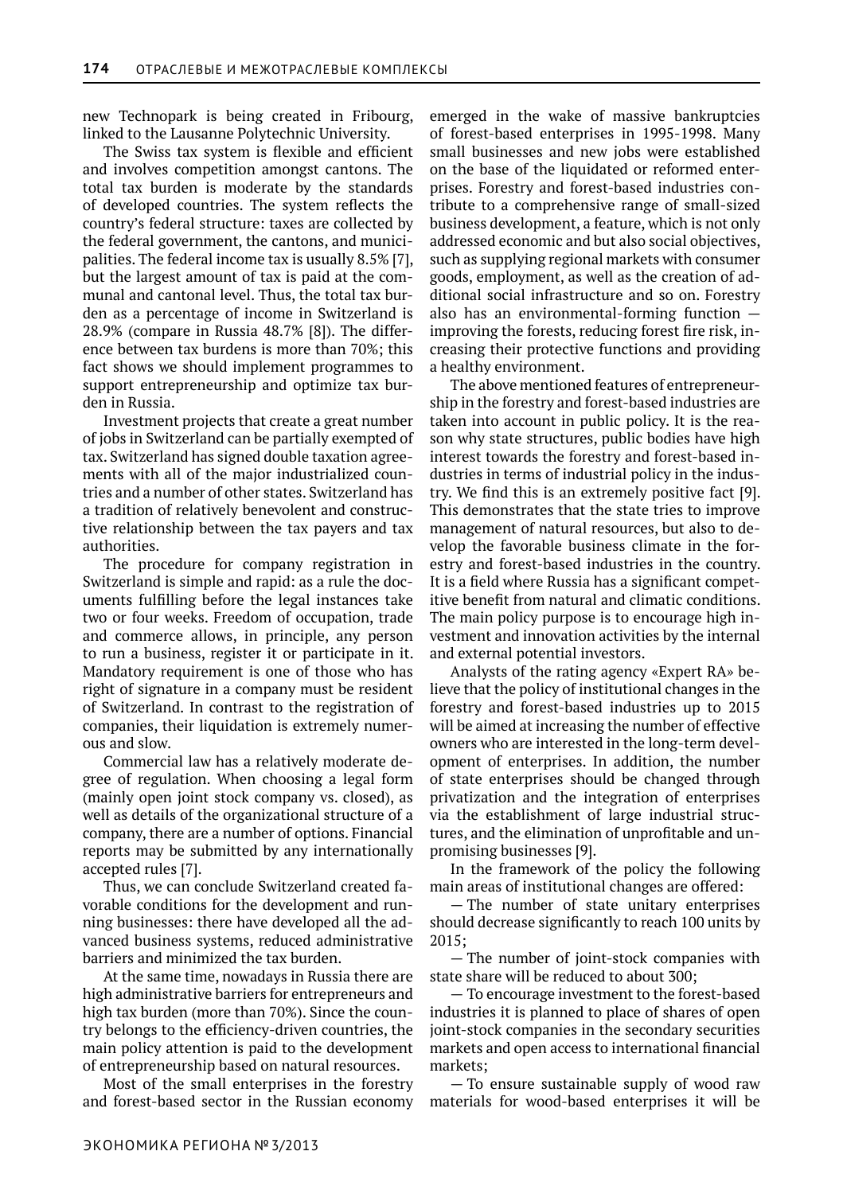new Technopark is being created in Fribourg, linked to the Lausanne Polytechnic University.

The Swiss tax system is flexible and efficient and involves competition amongst cantons. The total tax burden is moderate by the standards of developed countries. The system reflects the country's federal structure: taxes are collected by the federal government, the cantons, and municipalities. The federal income tax is usually 8.5% [7], but the largest amount of tax is paid at the communal and cantonal level. Thus, the total tax burden as a percentage of income in Switzerland is 28.9% (compare in Russia 48.7% [8]). The difference between tax burdens is more than 70%; this fact shows we should implement programmes to support entrepreneurship and optimize tax burden in Russia.

Investment projects that create a great number of jobs in Switzerland can be partially exempted of tax. Switzerland has signed double taxation agreements with all of the major industrialized countries and a number of other states. Switzerland has a tradition of relatively benevolent and constructive relationship between the tax payers and tax authorities.

The procedure for company registration in Switzerland is simple and rapid: as a rule the documents fulfilling before the legal instances take two or four weeks. Freedom of occupation, trade and commerce allows, in principle, any person to run a business, register it or participate in it. Mandatory requirement is one of those who has right of signature in a company must be resident of Switzerland. In contrast to the registration of companies, their liquidation is extremely numerous and slow.

Commercial law has a relatively moderate degree of regulation. When choosing a legal form (mainly open joint stock company vs. closed), as well as details of the organizational structure of a company, there are a number of options. Financial reports may be submitted by any internationally accepted rules [7].

Thus, we can conclude Switzerland created favorable conditions for the development and running businesses: there have developed all the advanced business systems, reduced administrative barriers and minimized the tax burden.

At the same time, nowadays in Russia there are high administrative barriers for entrepreneurs and high tax burden (more than 70%). Since the country belongs to the efficiency-driven countries, the main policy attention is paid to the development of entrepreneurship based on natural resources.

Most of the small enterprises in the forestry and forest-based sector in the Russian economy emerged in the wake of massive bankruptcies of forest-based enterprises in 1995-1998. Many small businesses and new jobs were established on the base of the liquidated or reformed enterprises. Forestry and forest-based industries contribute to a comprehensive range of small-sized business development, a feature, which is not only addressed economic and but also social objectives, such as supplying regional markets with consumer goods, employment, as well as the creation of additional social infrastructure and so on. Forestry also has an environmental-forming function — improving the forests, reducing forest fire risk, increasing their protective functions and providing a healthy environment.

The above mentioned features of entrepreneurship in the forestry and forest-based industries are taken into account in public policy. It is the reason why state structures, public bodies have high interest towards the forestry and forest-based industries in terms of industrial policy in the industry. We find this is an extremely positive fact [9]. This demonstrates that the state tries to improve management of natural resources, but also to develop the favorable business climate in the forestry and forest-based industries in the country. It is a field where Russia has a significant competitive benefit from natural and climatic conditions. The main policy purpose is to encourage high investment and innovation activities by the internal and external potential investors.

Analysts of the rating agency «Expert RA» believe that the policy of institutional changes in the forestry and forest-based industries up to 2015 will be aimed at increasing the number of effective owners who are interested in the long-term development of enterprises. In addition, the number of state enterprises should be changed through privatization and the integration of enterprises via the establishment of large industrial structures, and the elimination of unprofitable and unpromising businesses [9].

In the framework of the policy the following main areas of institutional changes are offered:

— The number of state unitary enterprises should decrease significantly to reach 100 units by 2015;

— The number of joint-stock companies with state share will be reduced to about 300;

— To encourage investment to the forest-based industries it is planned to place of shares of open joint-stock companies in the secondary securities markets and open access to international financial markets;

— To ensure sustainable supply of wood raw materials for wood-based enterprises it will be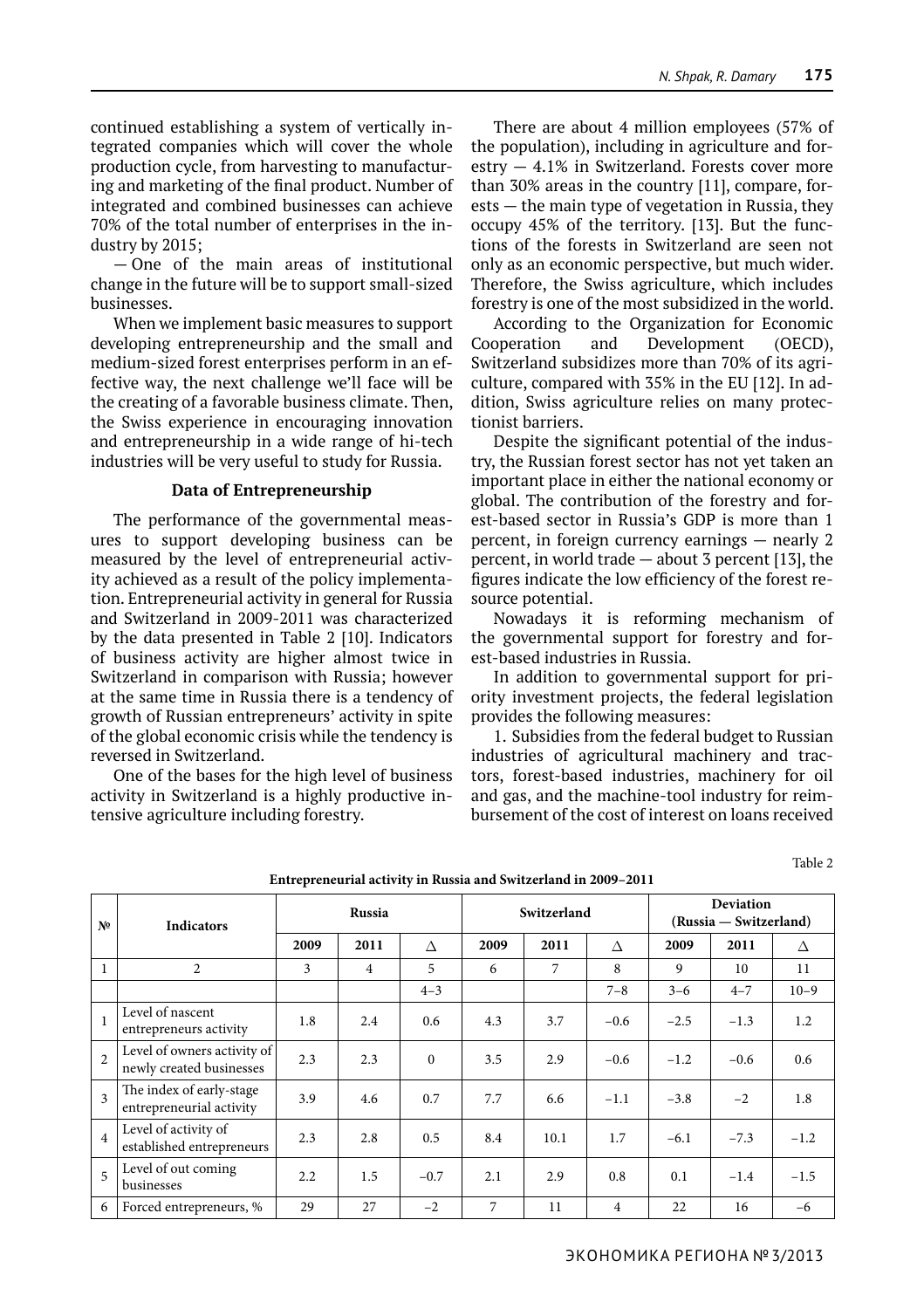continued establishing a system of vertically integrated companies which will cover the whole production cycle, from harvesting to manufacturing and marketing of the final product. Number of integrated and combined businesses can achieve 70% of the total number of enterprises in the industry by 2015;

— One of the main areas of institutional change in the future will be to support small-sized businesses.

When we implement basic measures to support developing entrepreneurship and the small and medium-sized forest enterprises perform in an effective way, the next challenge we'll face will be the creating of a favorable business climate. Then, the Swiss experience in encouraging innovation and entrepreneurship in a wide range of hi-tech industries will be very useful to study for Russia.

### Data of Entrepreneurship

The performance of the governmental measures to support developing business can be measured by the level of entrepreneurial activity achieved as a result of the policy implementation. Entrepreneurial activity in general for Russia and Switzerland in 2009-2011 was characterized by the data presented in Table 2 [10]. Indicators of business activity are higher almost twice in Switzerland in comparison with Russia; however at the same time in Russia there is a tendency of growth of Russian entrepreneurs' activity in spite of the global economic crisis while the tendency is reversed in Switzerland.

One of the bases for the high level of business activity in Switzerland is a highly productive intensive agriculture including forestry.

There are about 4 million employees (57% of the population), including in agriculture and forestry — 4.1% in Switzerland. Forests cover more than 30% areas in the country [11], compare, forests — the main type of vegetation in Russia, they occupy 45% of the territory. [13]. But the functions of the forests in Switzerland are seen not only as an economic perspective, but much wider. Therefore, the Swiss agriculture, which includes forestry is one of the most subsidized in the world.

According to the Organization for Economic Cooperation and Development (OECD), Switzerland subsidizes more than 70% of its agriculture, compared with 35% in the EU [12]. In addition, Swiss agriculture relies on many protectionist barriers.

Despite the significant potential of the industry, the Russian forest sector has not yet taken an important place in either the national economy or global. The contribution of the forestry and forest-based sector in Russia's GDP is more than 1 percent, in foreign currency earnings — nearly 2 percent, in world trade — about 3 percent [13], the figures indicate the low efficiency of the forest resource potential.

Nowadays it is reforming mechanism of the governmental support for forestry and forest-based industries in Russia.

In addition to governmental support for priority investment projects, the federal legislation provides the following measures:

1. Subsidies from the federal budget to Russian industries of agricultural machinery and tractors, forest-based industries, machinery for oil and gas, and the machine-tool industry for reimbursement of the cost of interest on loans received

Table 2

**Entrepreneurial activity in Russia and Switzerland in 2009–2011**

| № | Indicators | Russia | | | Switzerland | | | Deviation (Russia — Switzerland) | | |
|---|---|---|---|---|---|---|---|---|---|---|
| | | 2009 | 2011 | Δ | 2009 | 2011 | Δ | 2009 | 2011 | Δ |
| 1 | 2 | 3 | 4 | 5 | 6 | 7 | 8 | 9 | 10 | 11 |
| | | | | 4–3 | | | 7–8 | 3–6 | 4–7 | 10–9 |
| 1 | Level of nascent entrepreneurs activity | 1.8 | 2.4 | 0.6 | 4.3 | 3.7 | −0.6 | −2.5 | −1.3 | 1.2 |
| 2 | Level of owners activity of newly created businesses | 2.3 | 2.3 | 0 | 3.5 | 2.9 | −0.6 | −1.2 | −0.6 | 0.6 |
| 3 | The index of early-stage entrepreneurial activity | 3.9 | 4.6 | 0.7 | 7.7 | 6.6 | −1.1 | −3.8 | −2 | 1.8 |
| 4 | Level of activity of established entrepreneurs | 2.3 | 2.8 | 0.5 | 8.4 | 10.1 | 1.7 | −6.1 | −7.3 | −1.2 |
| 5 | Level of out coming businesses | 2.2 | 1.5 | −0.7 | 2.1 | 2.9 | 0.8 | 0.1 | −1.4 | −1.5 |
| 6 | Forced entrepreneurs, % | 29 | 27 | −2 | 7 | 11 | 4 | 22 | 16 | −6 |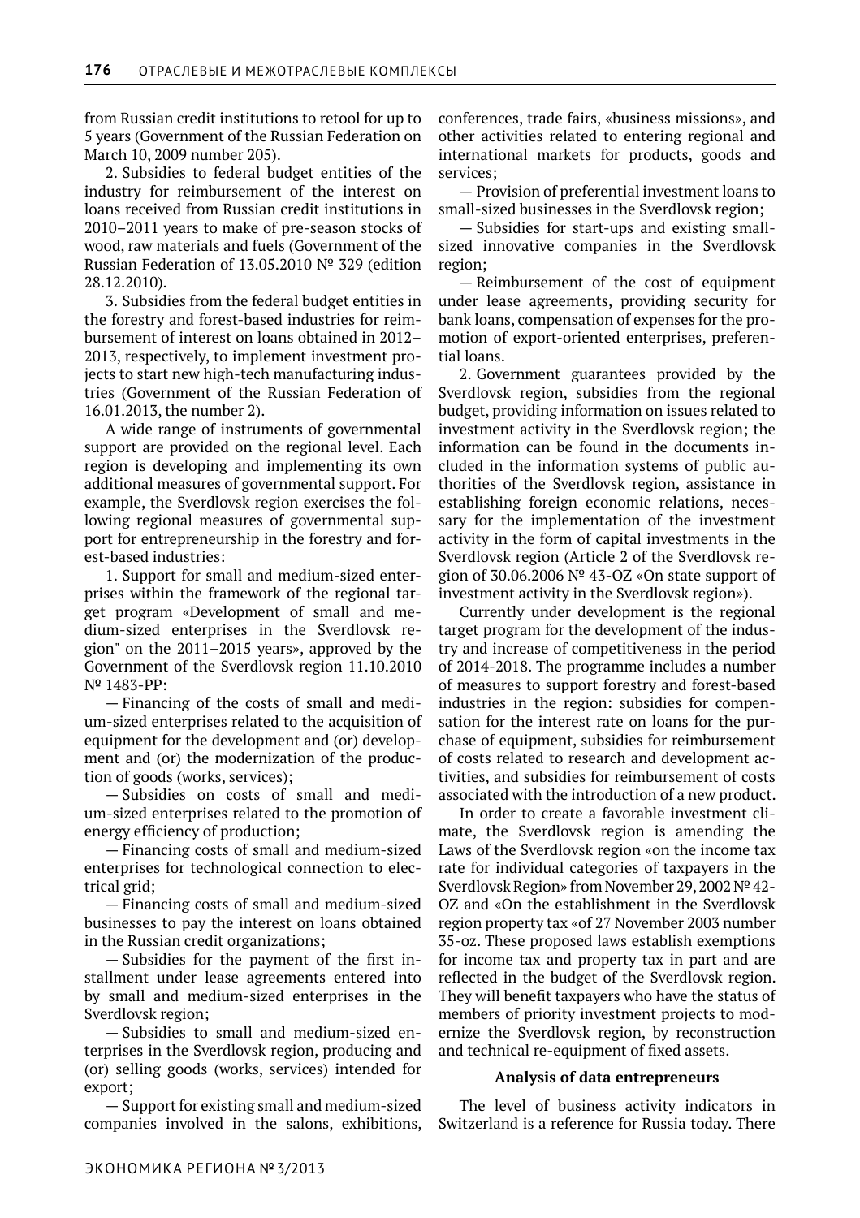from Russian credit institutions to retool for up to 5 years (Government of the Russian Federation on March 10, 2009 number 205).

2. Subsidies to federal budget entities of the industry for reimbursement of the interest on loans received from Russian credit institutions in 2010–2011 years to make of pre-season stocks of wood, raw materials and fuels (Government of the Russian Federation of 13.05.2010 № 329 (edition 28.12.2010).

3. Subsidies from the federal budget entities in the forestry and forest-based industries for reimbursement of interest on loans obtained in 2012–2013, respectively, to implement investment projects to start new high-tech manufacturing industries (Government of the Russian Federation of 16.01.2013, the number 2).

A wide range of instruments of governmental support are provided on the regional level. Each region is developing and implementing its own additional measures of governmental support. For example, the Sverdlovsk region exercises the following regional measures of governmental support for entrepreneurship in the forestry and forest-based industries:

1. Support for small and medium-sized enterprises within the framework of the regional target program «Development of small and medium-sized enterprises in the Sverdlovsk region" on the 2011–2015 years», approved by the Government of the Sverdlovsk region 11.10.2010 № 1483-PP:

— Financing of the costs of small and medium-sized enterprises related to the acquisition of equipment for the development and (or) development and (or) the modernization of the production of goods (works, services);

— Subsidies on costs of small and medium-sized enterprises related to the promotion of energy efficiency of production;

— Financing costs of small and medium-sized enterprises for technological connection to electrical grid;

— Financing costs of small and medium-sized businesses to pay the interest on loans obtained in the Russian credit organizations;

— Subsidies for the payment of the first installment under lease agreements entered into by small and medium-sized enterprises in the Sverdlovsk region;

— Subsidies to small and medium-sized enterprises in the Sverdlovsk region, producing and (or) selling goods (works, services) intended for export;

— Support for existing small and medium-sized companies involved in the salons, exhibitions, conferences, trade fairs, «business missions», and other activities related to entering regional and international markets for products, goods and services;

— Provision of preferential investment loans to small-sized businesses in the Sverdlovsk region;

— Subsidies for start-ups and existing small-sized innovative companies in the Sverdlovsk region;

— Reimbursement of the cost of equipment under lease agreements, providing security for bank loans, compensation of expenses for the promotion of export-oriented enterprises, preferential loans.

2. Government guarantees provided by the Sverdlovsk region, subsidies from the regional budget, providing information on issues related to investment activity in the Sverdlovsk region; the information can be found in the documents included in the information systems of public authorities of the Sverdlovsk region, assistance in establishing foreign economic relations, necessary for the implementation of the investment activity in the form of capital investments in the Sverdlovsk region (Article 2 of the Sverdlovsk region of 30.06.2006 № 43-OZ «On state support of investment activity in the Sverdlovsk region»).

Currently under development is the regional target program for the development of the industry and increase of competitiveness in the period of 2014-2018. The programme includes a number of measures to support forestry and forest-based industries in the region: subsidies for compensation for the interest rate on loans for the purchase of equipment, subsidies for reimbursement of costs related to research and development activities, and subsidies for reimbursement of costs associated with the introduction of a new product.

In order to create a favorable investment climate, the Sverdlovsk region is amending the Laws of the Sverdlovsk region «on the income tax rate for individual categories of taxpayers in the Sverdlovsk Region» from November 29, 2002 № 42-OZ and «On the establishment in the Sverdlovsk region property tax «of 27 November 2003 number 35-oz. These proposed laws establish exemptions for income tax and property tax in part and are reflected in the budget of the Sverdlovsk region. They will benefit taxpayers who have the status of members of priority investment projects to modernize the Sverdlovsk region, by reconstruction and technical re-equipment of fixed assets.

## Analysis of data entrepreneurs

The level of business activity indicators in Switzerland is a reference for Russia today. There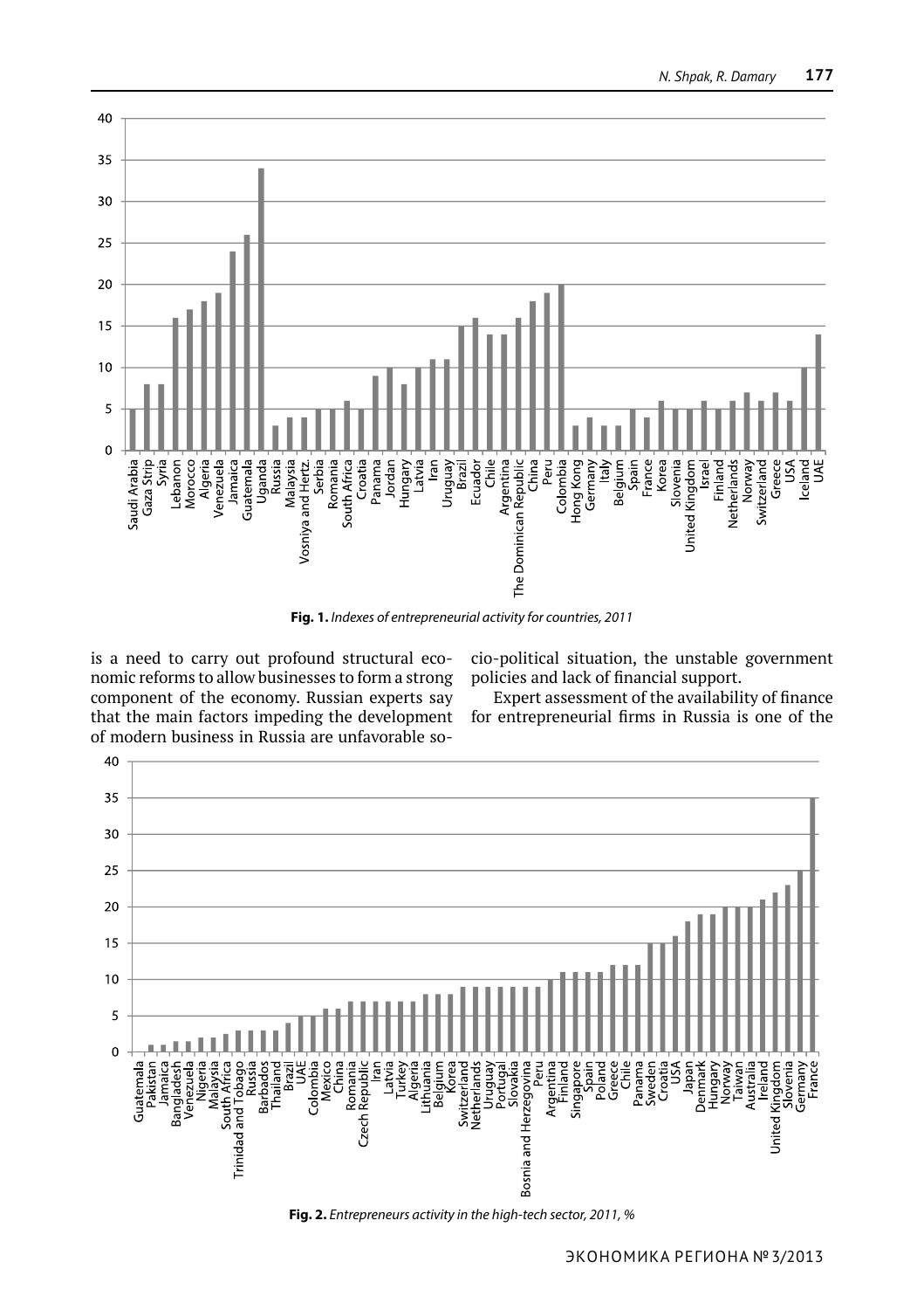Fig. 1. *Indexes of entrepreneurial activity for countries, 2011*

is a need to carry out profound structural economic reforms to allow businesses to form a strong component of the economy. Russian experts say that the main factors impeding the development of modern business in Russia are unfavorable socio-political situation, the unstable government policies and lack of financial support.

Expert assessment of the availability of finance for entrepreneurial firms in Russia is one of the

Fig. 2. *Entrepreneurs activity in the high-tech sector, 2011, %*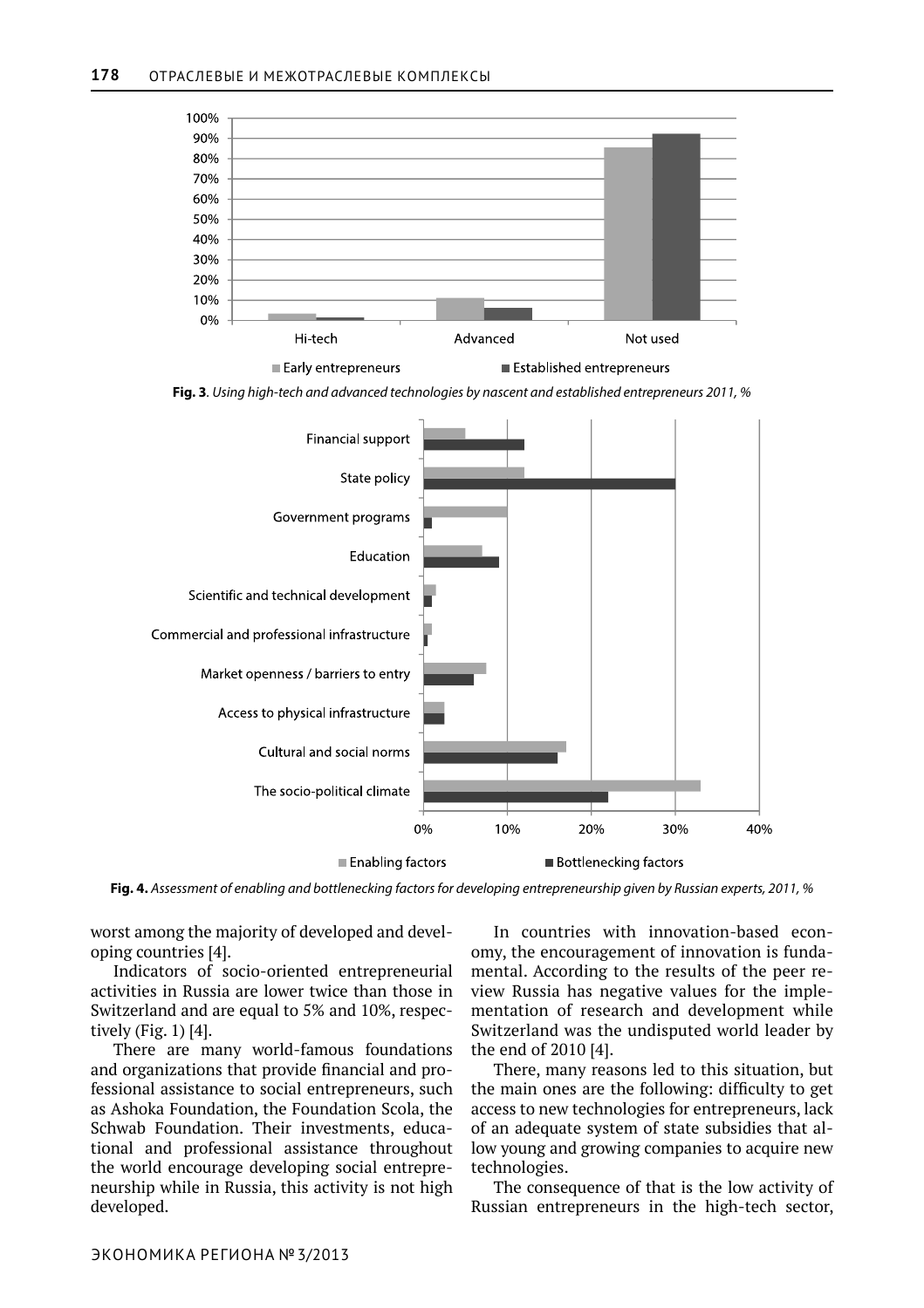**Fig. 3**. *Using high-tech and advanced technologies by nascent and established entrepreneurs 2011, %*

**Fig. 4.** *Assessment of enabling and bottlenecking factors for developing entrepreneurship given by Russian experts, 2011, %*

worst among the majority of developed and developing countries [4].

Indicators of socio-oriented entrepreneurial activities in Russia are lower twice than those in Switzerland and are equal to 5% and 10%, respectively (Fig. 1) [4].

There are many world-famous foundations and organizations that provide financial and professional assistance to social entrepreneurs, such as Ashoka Foundation, the Foundation Scola, the Schwab Foundation. Their investments, educational and professional assistance throughout the world encourage developing social entrepreneurship while in Russia, this activity is not high developed.

In countries with innovation-based economy, the encouragement of innovation is fundamental. According to the results of the peer review Russia has negative values for the implementation of research and development while Switzerland was the undisputed world leader by the end of 2010 [4].

There, many reasons led to this situation, but the main ones are the following: difficulty to get access to new technologies for entrepreneurs, lack of an adequate system of state subsidies that allow young and growing companies to acquire new technologies.

The consequence of that is the low activity of Russian entrepreneurs in the high-tech sector,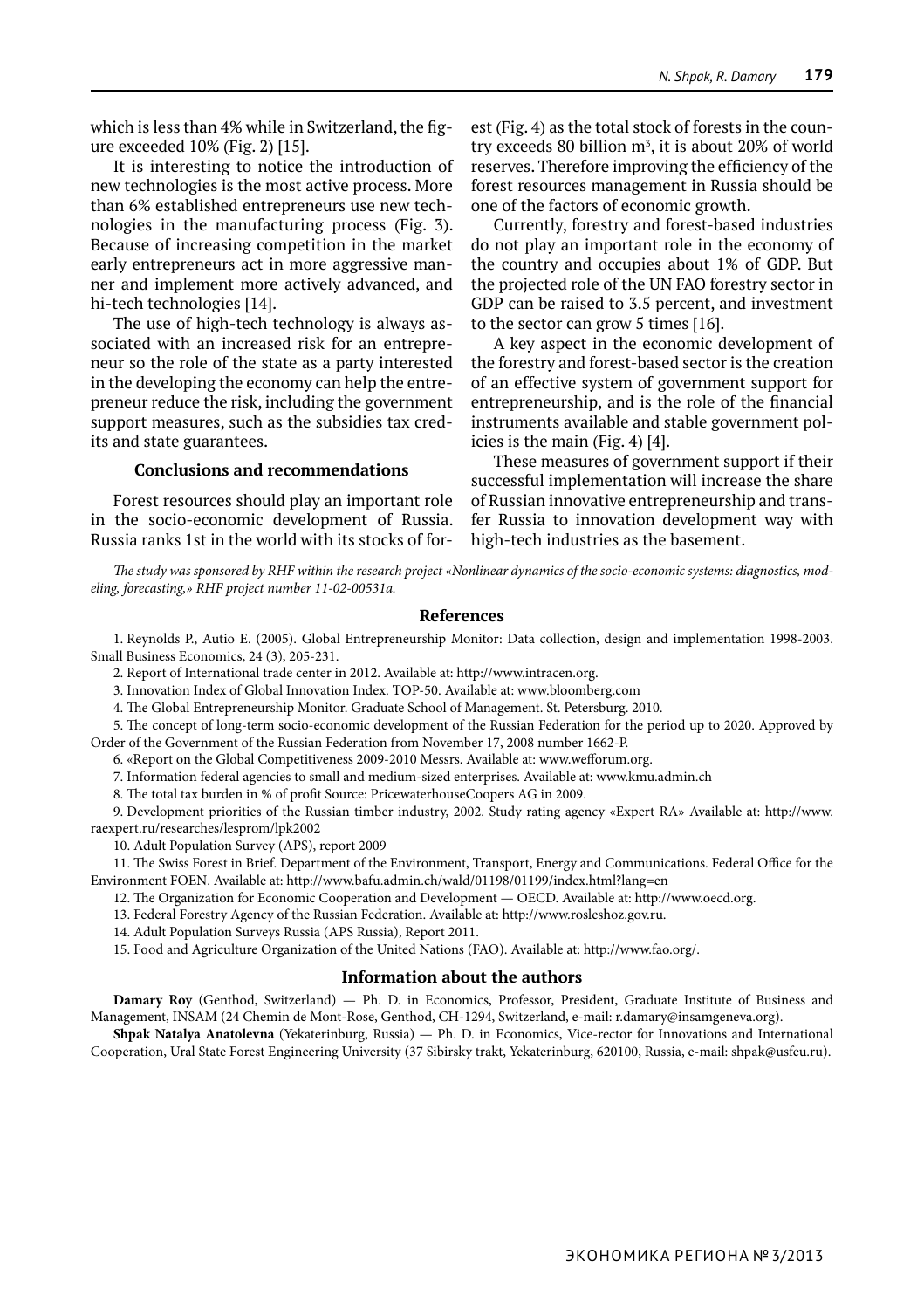which is less than 4% while in Switzerland, the figure exceeded 10% (Fig. 2) [15].

It is interesting to notice the introduction of new technologies is the most active process. More than 6% established entrepreneurs use new technologies in the manufacturing process (Fig. 3). Because of increasing competition in the market early entrepreneurs act in more aggressive manner and implement more actively advanced, and hi-tech technologies [14].

The use of high-tech technology is always associated with an increased risk for an entrepreneur so the role of the state as a party interested in the developing the economy can help the entrepreneur reduce the risk, including the government support measures, such as the subsidies tax credits and state guarantees.

### Conclusions and recommendations

Forest resources should play an important role in the socio-economic development of Russia. Russia ranks 1st in the world with its stocks of forest (Fig. 4) as the total stock of forests in the country exceeds 80 billion $m^3$, it is about 20% of world reserves. Therefore improving the efficiency of the forest resources management in Russia should be one of the factors of economic growth.

Currently, forestry and forest-based industries do not play an important role in the economy of the country and occupies about 1% of GDP. But the projected role of the UN FAO forestry sector in GDP can be raised to 3.5 percent, and investment to the sector can grow 5 times [16].

A key aspect in the economic development of the forestry and forest-based sector is the creation of an effective system of government support for entrepreneurship, and is the role of the financial instruments available and stable government policies is the main (Fig. 4) [4].

These measures of government support if their successful implementation will increase the share of Russian innovative entrepreneurship and transfer Russia to innovation development way with high-tech industries as the basement.

*The study was sponsored by RHF within the research project «Nonlinear dynamics of the socio-economic systems: diagnostics, modeling, forecasting,» RHF project number 11-02-00531a.*

### References

1. Reynolds P., Autio E. (2005). Global Entrepreneurship Monitor: Data collection, design and implementation 1998-2003. Small Business Economics, 24 (3), 205-231.
2. Report of International trade center in 2012. Available at: http://www.intracen.org.
3. Innovation Index of Global Innovation Index. TOP-50. Available at: www.bloomberg.com
4. The Global Entrepreneurship Monitor. Graduate School of Management. St. Petersburg. 2010.
5. The concept of long-term socio-economic development of the Russian Federation for the period up to 2020. Approved by Order of the Government of the Russian Federation from November 17, 2008 number 1662-P.
6. «Report on the Global Competitiveness 2009-2010 Messrs. Available at: www.wefforum.org.
7. Information federal agencies to small and medium-sized enterprises. Available at: www.kmu.admin.ch
8. The total tax burden in % of profit Source: PricewaterhouseCoopers AG in 2009.
9. Development priorities of the Russian timber industry, 2002. Study rating agency «Expert RA» Available at: http://www.raexpert.ru/researches/lesprom/lpk2002
10. Adult Population Survey (APS), report 2009
11. The Swiss Forest in Brief. Department of the Environment, Transport, Energy and Communications. Federal Office for the Environment FOEN. Available at: http://www.bafu.admin.ch/wald/01198/01199/index.html?lang=en
12. The Organization for Economic Cooperation and Development — OECD. Available at: http://www.oecd.org.
13. Federal Forestry Agency of the Russian Federation. Available at: http://www.rosleshoz.gov.ru.
14. Adult Population Surveys Russia (APS Russia), Report 2011.
15. Food and Agriculture Organization of the United Nations (FAO). Available at: http://www.fao.org/.

### Information about the authors

**Damary Roy** (Genthod, Switzerland) — Ph. D. in Economics, Professor, President, Graduate Institute of Business and Management, INSAM (24 Chemin de Mont-Rose, Genthod, CH-1294, Switzerland, e-mail: r.damary@insamgeneva.org).

**Shpak Natalya Anatolevna** (Yekaterinburg, Russia) — Ph. D. in Economics, Vice-rector for Innovations and International Cooperation, Ural State Forest Engineering University (37 Sibirsky trakt, Yekaterinburg, 620100, Russia, e-mail: shpak@usfeu.ru).